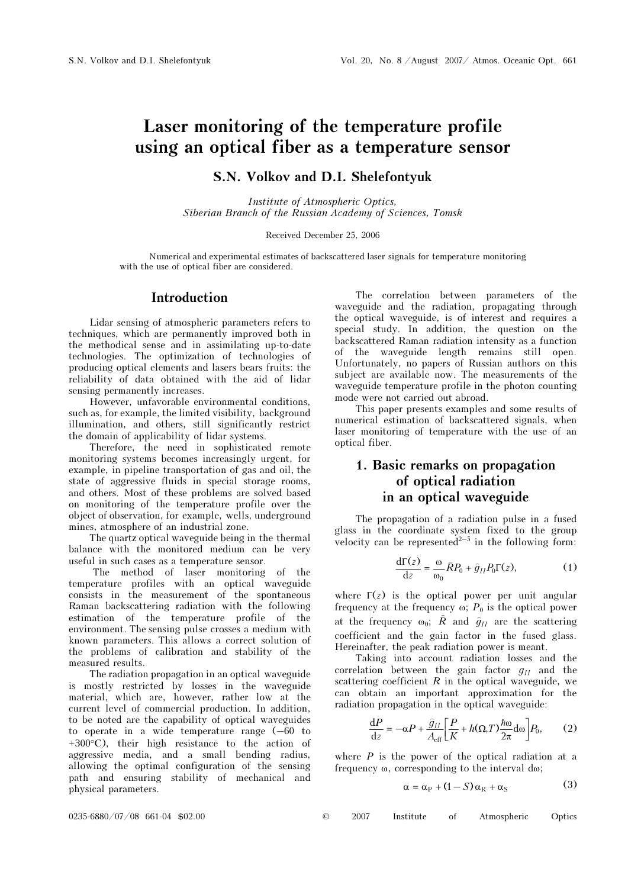# Laser monitoring of the temperature profile using an optical fiber as a temperature sensor

## S.N. Volkov and D.I. Shelefontyuk

*Institute of Atmospheric Optics, Siberian Branch of the Russian Academy of Sciences, Tomsk*

Received December 25, 2006

Numerical and experimental estimates of backscattered laser signals for temperature monitoring with the use of optical fiber are considered.

## Introduction

Lidar sensing of atmospheric parameters refers to techniques, which are permanently improved both in the methodical sense and in assimilating up-to-date technologies. The optimization of technologies of producing optical elements and lasers bears fruits: the reliability of data obtained with the aid of lidar sensing permanently increases.

However, unfavorable environmental conditions, such as, for example, the limited visibility, background illumination, and others, still significantly restrict the domain of applicability of lidar systems.

Therefore, the need in sophisticated remote monitoring systems becomes increasingly urgent, for example, in pipeline transportation of gas and oil, the state of aggressive fluids in special storage rooms, and others. Most of these problems are solved based on monitoring of the temperature profile over the object of observation, for example, wells, underground mines, atmosphere of an industrial zone.

The quartz optical waveguide being in the thermal balance with the monitored medium can be very useful in such cases as a temperature sensor.

The method of laser monitoring of the temperature profiles with an optical waveguide consists in the measurement of the spontaneous Raman backscattering radiation with the following estimation of the temperature profile of the environment. The sensing pulse crosses a medium with known parameters. This allows a correct solution of the problems of calibration and stability of the measured results.

The radiation propagation in an optical waveguide is mostly restricted by losses in the waveguide material, which are, however, rather low at the current level of commercial production. In addition, to be noted are the capability of optical waveguides to operate in a wide temperature range (−60 to +300°C), their high resistance to the action of aggressive media, and a small bending radius, allowing the optimal configuration of the sensing path and ensuring stability of mechanical and physical parameters.

The correlation between parameters of the waveguide and the radiation, propagating through the optical waveguide, is of interest and requires a special study. In addition, the question on the backscattered Raman radiation intensity as a function of the waveguide length remains still open. Unfortunately, no papers of Russian authors on this subject are available now. The measurements of the waveguide temperature profile in the photon counting mode were not carried out abroad.

This paper presents examples and some results of numerical estimation of backscattered signals, when laser monitoring of temperature with the use of an optical fiber.

## 1. Basic remarks on propagation of optical radiation in an optical waveguide

The propagation of a radiation pulse in a fused glass in the coordinate system fixed to the group velocity can be represented[2–5] in the following form:

$$\frac{d\Gamma(z)}{dz} = \frac{\omega}{\omega_0}\hat{R}P_0 + \hat{g}_{II}P_0\Gamma(z), \qquad (1)$$

where $\Gamma(z)$ is the optical power per unit angular frequency at the frequency $\omega$; $P_0$ is the optical power at the frequency $\omega_0$; $\hat{R}$ and $\hat{g}_{II}$ are the scattering coefficient and the gain factor in the fused glass. Hereinafter, the peak radiation power is meant.

Taking into account radiation losses and the correlation between the gain factor $g_{II}$ and the scattering coefficient $R$ in the optical waveguide, we can obtain an important approximation for the radiation propagation in the optical waveguide:

$$\frac{dP}{dz} = -\alpha P + \frac{\hat{g}_{II}}{A_{\text{eff}}}\left[\frac{P}{K} + h(\Omega,T)\frac{\hbar\omega}{2\pi}d\omega\right]P_0, \qquad (2)$$

where $P$ is the power of the optical radiation at a frequency $\omega$, corresponding to the interval $d\omega$;

$$\alpha = \alpha_P + (1-S)\,\alpha_R + \alpha_S \qquad (3)$$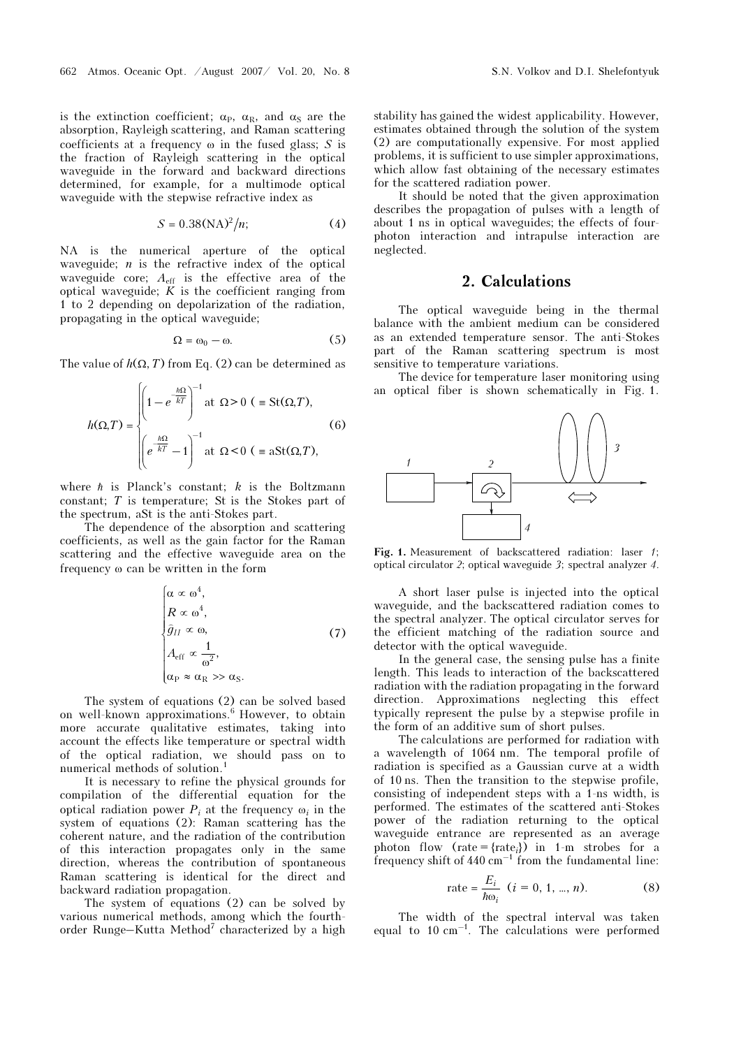is the extinction coefficient; $\alpha_P$, $\alpha_R$, and $\alpha_S$ are the absorption, Rayleigh scattering, and Raman scattering coefficients at a frequency $\omega$ in the fused glass; $S$ is the fraction of Rayleigh scattering in the optical waveguide in the forward and backward directions determined, for example, for a multimode optical waveguide with the stepwise refractive index as

$$S = 0.38(\text{NA})^2/n; \tag{4}$$

NA is the numerical aperture of the optical waveguide; $n$ is the refractive index of the optical waveguide core; $A_{\text{eff}}$ is the effective area of the optical waveguide; $K$ is the coefficient ranging from 1 to 2 depending on depolarization of the radiation, propagating in the optical waveguide;

$$\Omega = \omega_0 - \omega. \tag{5}$$

The value of $h(\Omega, T)$ from Eq. (2) can be determined as

$$h(\Omega,T) = \begin{cases} \left(1 - e^{-\frac{\hbar\Omega}{kT}}\right)^{-1} & \text{at } \Omega > 0 \ (\equiv \text{St}(\Omega,T), \\ \left(e^{-\frac{\hbar\Omega}{kT}} - 1\right)^{-1} & \text{at } \Omega < 0 \ (\equiv \text{aSt}(\Omega,T), \end{cases} \tag{6}$$

where $\hbar$ is Planck's constant; $k$ is the Boltzmann constant; $T$ is temperature; St is the Stokes part of the spectrum, aSt is the anti-Stokes part.

The dependence of the absorption and scattering coefficients, as well as the gain factor for the Raman scattering and the effective waveguide area on the frequency $\omega$ can be written in the form

$$\begin{cases} \alpha \propto \omega^4, \\ R \propto \omega^4, \\ \hat{g}_{II} \propto \omega, \\ A_{\text{eff}} \propto \dfrac{1}{\omega^2}, \\ \alpha_P \approx \alpha_R >> \alpha_S. \end{cases} \tag{7}$$

The system of equations (2) can be solved based on well-known approximations.[6] However, to obtain more accurate qualitative estimates, taking into account the effects like temperature or spectral width of the optical radiation, we should pass on to numerical methods of solution.[1]

It is necessary to refine the physical grounds for compilation of the differential equation for the optical radiation power $P_i$ at the frequency $\omega_i$ in the system of equations (2): Raman scattering has the coherent nature, and the radiation of the contribution of this interaction propagates only in the same direction, whereas the contribution of spontaneous Raman scattering is identical for the direct and backward radiation propagation.

The system of equations (2) can be solved by various numerical methods, among which the fourth-order Runge–Kutta Method[7] characterized by a high stability has gained the widest applicability. However, estimates obtained through the solution of the system (2) are computationally expensive. For most applied problems, it is sufficient to use simpler approximations, which allow fast obtaining of the necessary estimates for the scattered radiation power.

It should be noted that the given approximation describes the propagation of pulses with a length of about 1 ns in optical waveguides; the effects of four-photon interaction and intrapulse interaction are neglected.

## 2. Calculations

The optical waveguide being in the thermal balance with the ambient medium can be considered as an extended temperature sensor. The anti-Stokes part of the Raman scattering spectrum is most sensitive to temperature variations.

The device for temperature laser monitoring using an optical fiber is shown schematically in Fig. 1.

**Fig. 1.** Measurement of backscattered radiation: laser *1*; optical circulator *2*; optical waveguide *3*; spectral analyzer *4*.

A short laser pulse is injected into the optical waveguide, and the backscattered radiation comes to the spectral analyzer. The optical circulator serves for the efficient matching of the radiation source and detector with the optical waveguide.

In the general case, the sensing pulse has a finite length. This leads to interaction of the backscattered radiation with the radiation propagating in the forward direction. Approximations neglecting this effect typically represent the pulse by a stepwise profile in the form of an additive sum of short pulses.

The calculations are performed for radiation with a wavelength of 1064 nm. The temporal profile of radiation is specified as a Gaussian curve at a width of 10 ns. Then the transition to the stepwise profile, consisting of independent steps with a 1-ns width, is performed. The estimates of the scattered anti-Stokes power of the radiation returning to the optical waveguide entrance are represented as an average photon flow ($\text{rate} = \{\text{rate}_i\}$) in 1-m strobes for a frequency shift of 440 cm$^{-1}$ from the fundamental line:

$$\text{rate} = \frac{E_i}{\hbar\omega_i} \ (i = 0, 1, ..., n). \tag{8}$$

The width of the spectral interval was taken equal to 10 cm$^{-1}$. The calculations were performed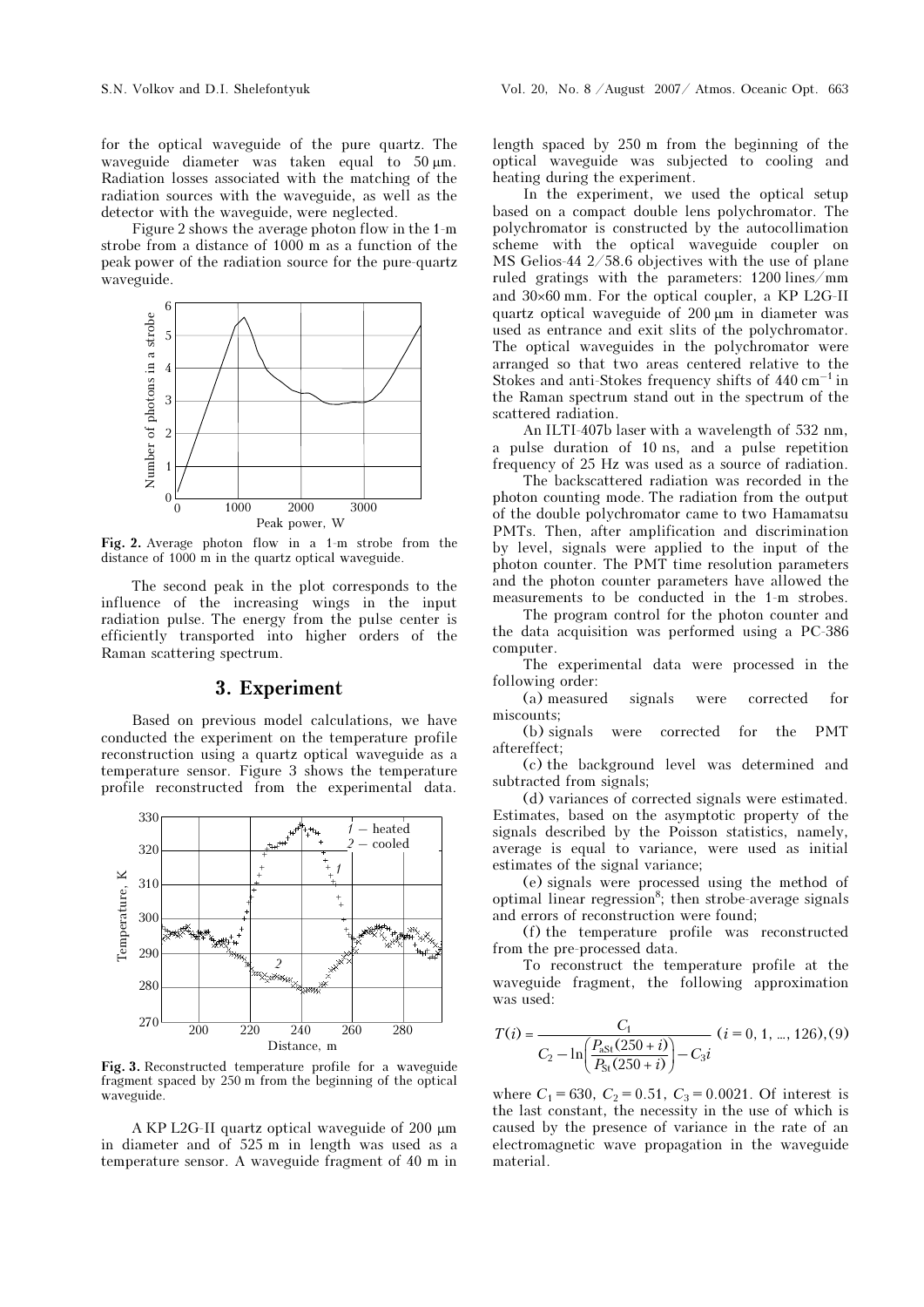for the optical waveguide of the pure quartz. The waveguide diameter was taken equal to 50 μm. Radiation losses associated with the matching of the radiation sources with the waveguide, as well as the detector with the waveguide, were neglected.

Figure 2 shows the average photon flow in the 1-m strobe from a distance of 1000 m as a function of the peak power of the radiation source for the pure-quartz waveguide.

**Fig. 2.** Average photon flow in a 1-m strobe from the distance of 1000 m in the quartz optical waveguide.

The second peak in the plot corresponds to the influence of the increasing wings in the input radiation pulse. The energy from the pulse center is efficiently transported into higher orders of the Raman scattering spectrum.

## 3. Experiment

Based on previous model calculations, we have conducted the experiment on the temperature profile reconstruction using a quartz optical waveguide as a temperature sensor. Figure 3 shows the temperature profile reconstructed from the experimental data.

**Fig. 3.** Reconstructed temperature profile for a waveguide fragment spaced by 250 m from the beginning of the optical waveguide.

A KP L2G-II quartz optical waveguide of 200 μm in diameter and of 525 m in length was used as a temperature sensor. A waveguide fragment of 40 m in length spaced by 250 m from the beginning of the optical waveguide was subjected to cooling and heating during the experiment.

In the experiment, we used the optical setup based on a compact double lens polychromator. The polychromator is constructed by the autocollimation scheme with the optical waveguide coupler on MS Gelios-44 2/58.6 objectives with the use of plane ruled gratings with the parameters: 1200 lines/mm and 30×60 mm. For the optical coupler, a KP L2G-II quartz optical waveguide of 200 μm in diameter was used as entrance and exit slits of the polychromator. The optical waveguides in the polychromator were arranged so that two areas centered relative to the Stokes and anti-Stokes frequency shifts of 440 $cm^{-1}$ in the Raman spectrum stand out in the spectrum of the scattered radiation.

An ILTI-407b laser with a wavelength of 532 nm, a pulse duration of 10 ns, and a pulse repetition frequency of 25 Hz was used as a source of radiation.

The backscattered radiation was recorded in the photon counting mode. The radiation from the output of the double polychromator came to two Hamamatsu PMTs. Then, after amplification and discrimination by level, signals were applied to the input of the photon counter. The PMT time resolution parameters and the photon counter parameters have allowed the measurements to be conducted in the 1-m strobes.

The program control for the photon counter and the data acquisition was performed using a PC-386 computer.

The experimental data were processed in the following order:

(a) measured signals were corrected for miscounts;

(b) signals were corrected for the PMT aftereffect;

(c) the background level was determined and subtracted from signals;

(d) variances of corrected signals were estimated. Estimates, based on the asymptotic property of the signals described by the Poisson statistics, namely, average is equal to variance, were used as initial estimates of the signal variance;

(e) signals were processed using the method of optimal linear regression[8]; then strobe-average signals and errors of reconstruction were found;

(f) the temperature profile was reconstructed from the pre-processed data.

To reconstruct the temperature profile at the waveguide fragment, the following approximation was used:

$$T(i) = \frac{C_1}{C_2 - \ln\left(\dfrac{P_{aSt}(250+i)}{P_{St}(250+i)}\right) - C_3 i} \quad (i = 0, 1, \ldots, 126), \quad (9)$$

where $C_1 = 630$, $C_2 = 0.51$, $C_3 = 0.0021$. Of interest is the last constant, the necessity in the use of which is caused by the presence of variance in the rate of an electromagnetic wave propagation in the waveguide material.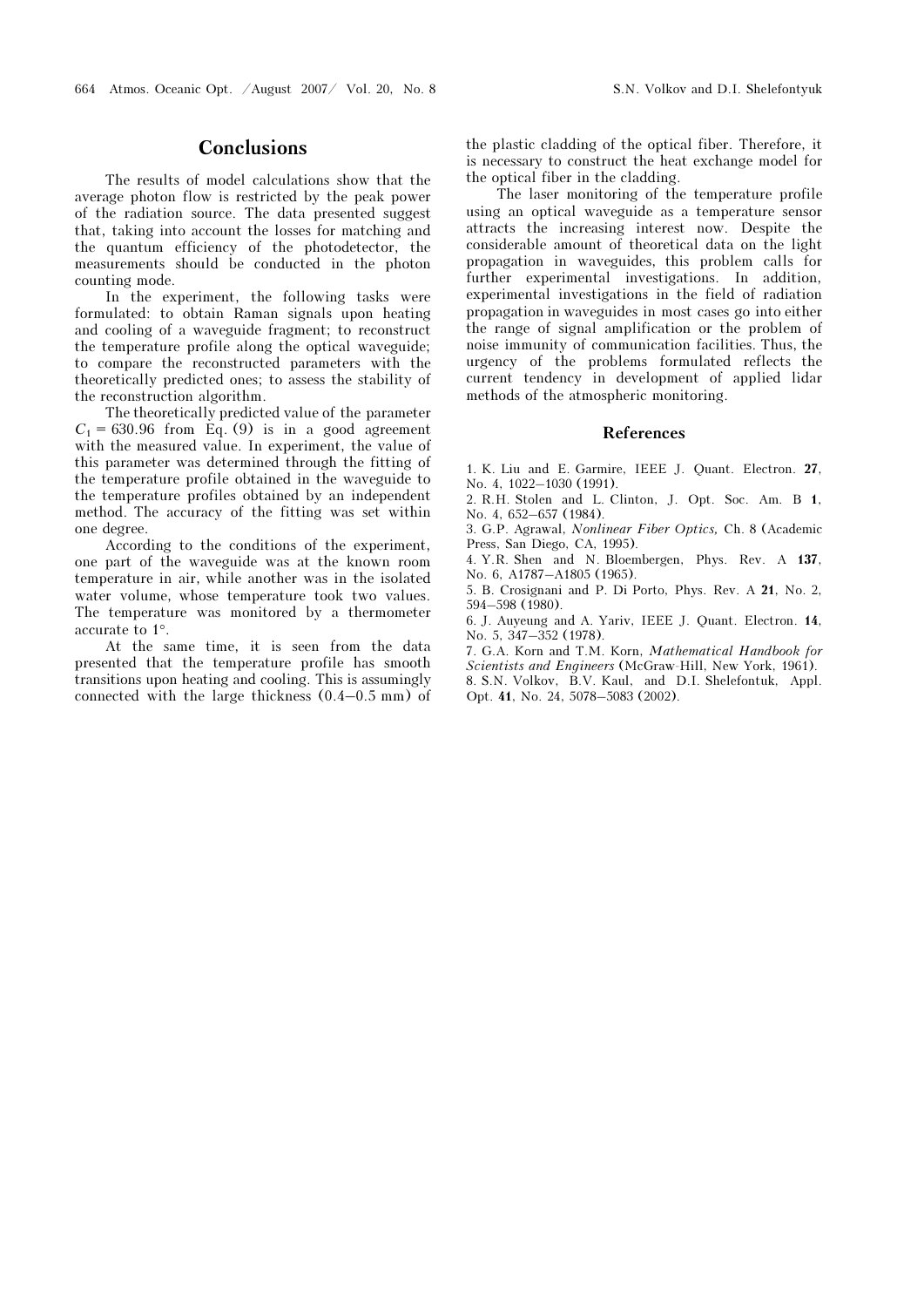## Conclusions

The results of model calculations show that the average photon flow is restricted by the peak power of the radiation source. The data presented suggest that, taking into account the losses for matching and the quantum efficiency of the photodetector, the measurements should be conducted in the photon counting mode.

In the experiment, the following tasks were formulated: to obtain Raman signals upon heating and cooling of a waveguide fragment; to reconstruct the temperature profile along the optical waveguide; to compare the reconstructed parameters with the theoretically predicted ones; to assess the stability of the reconstruction algorithm.

The theoretically predicted value of the parameter $C_1 = 630.96$ from Eq. (9) is in a good agreement with the measured value. In experiment, the value of this parameter was determined through the fitting of the temperature profile obtained in the waveguide to the temperature profiles obtained by an independent method. The accuracy of the fitting was set within one degree.

According to the conditions of the experiment, one part of the waveguide was at the known room temperature in air, while another was in the isolated water volume, whose temperature took two values. The temperature was monitored by a thermometer accurate to 1°.

At the same time, it is seen from the data presented that the temperature profile has smooth transitions upon heating and cooling. This is assumingly connected with the large thickness (0.4–0.5 mm) of the plastic cladding of the optical fiber. Therefore, it is necessary to construct the heat exchange model for the optical fiber in the cladding.

The laser monitoring of the temperature profile using an optical waveguide as a temperature sensor attracts the increasing interest now. Despite the considerable amount of theoretical data on the light propagation in waveguides, this problem calls for further experimental investigations. In addition, experimental investigations in the field of radiation propagation in waveguides in most cases go into either the range of signal amplification or the problem of noise immunity of communication facilities. Thus, the urgency of the problems formulated reflects the current tendency in development of applied lidar methods of the atmospheric monitoring.

### References

1. K. Liu and E. Garmire, IEEE J. Quant. Electron. **27**, No. 4, 1022–1030 (1991).
2. R.H. Stolen and L. Clinton, J. Opt. Soc. Am. B **1**, No. 4, 652–657 (1984).
3. G.P. Agrawal, *Nonlinear Fiber Optics,* Ch. 8 (Academic Press, San Diego, CA, 1995).
4. Y.R. Shen and N. Bloembergen, Phys. Rev. A **137**, No. 6, A1787–A1805 (1965).
5. B. Crosignani and P. Di Porto, Phys. Rev. A **21**, No. 2, 594–598 (1980).
6. J. Auyeung and A. Yariv, IEEE J. Quant. Electron. **14**, No. 5, 347–352 (1978).
7. G.A. Korn and T.M. Korn, *Mathematical Handbook for Scientists and Engineers* (McGraw-Hill, New York, 1961).
8. S.N. Volkov, B.V. Kaul, and D.I. Shelefontuk, Appl. Opt. **41**, No. 24, 5078–5083 (2002).